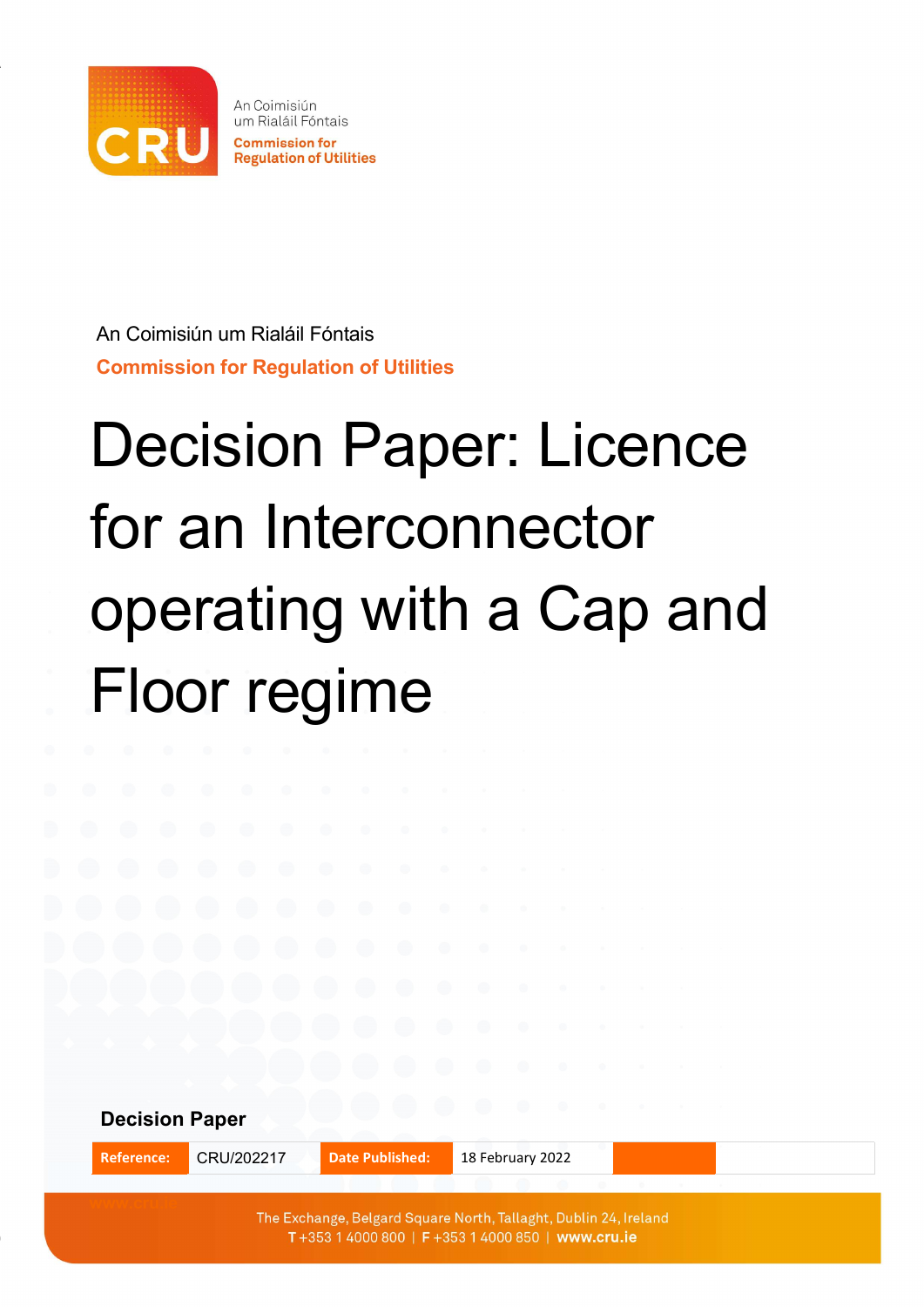An Coimisiún um Rialáil Fóntais

Commission for Regulation of Utilities

# Decision Paper: Licence for an Interconnector operating with a Cap and Floor regime

**Decision Paper**

| Reference: | CRU/202217 | Date Published: | 18 February 2022 |
|---|---|---|---|

The Exchange, Belgard Square North, Tallaght, Dublin 24, Ireland
T +353 1 4000 800 | F +353 1 4000 850 | www.cru.ie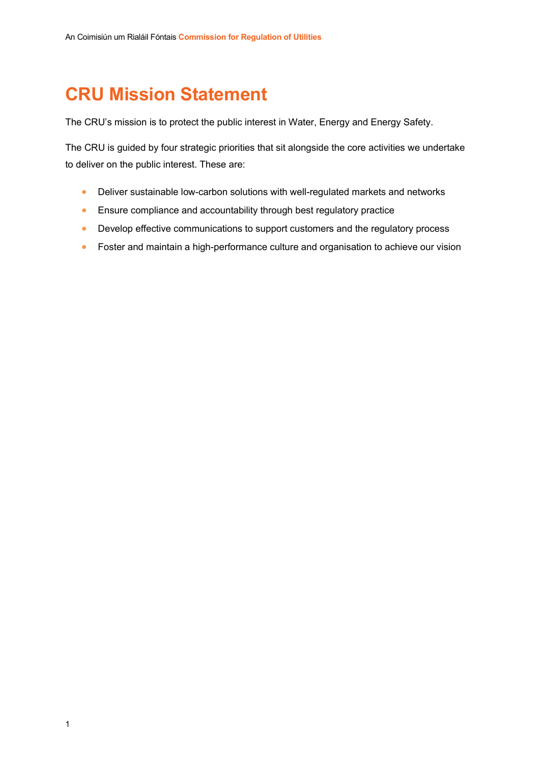# CRU Mission Statement

The CRU's mission is to protect the public interest in Water, Energy and Energy Safety.

The CRU is guided by four strategic priorities that sit alongside the core activities we undertake to deliver on the public interest. These are:

- Deliver sustainable low-carbon solutions with well-regulated markets and networks
- Ensure compliance and accountability through best regulatory practice
- Develop effective communications to support customers and the regulatory process
- Foster and maintain a high-performance culture and organisation to achieve our vision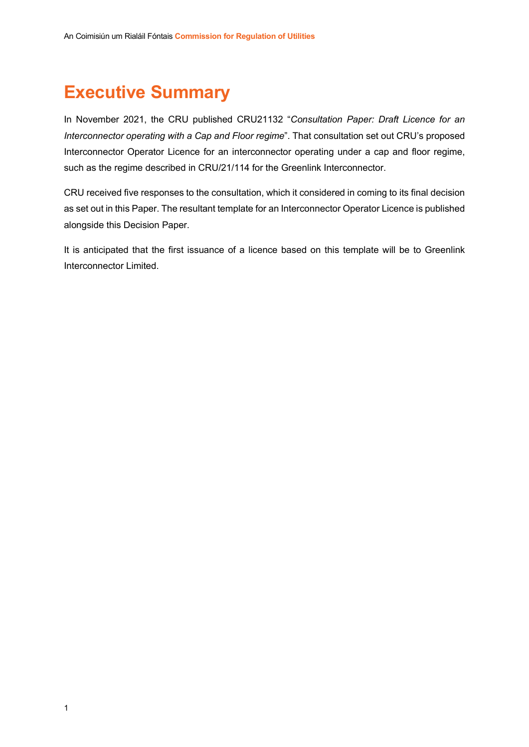# Executive Summary

In November 2021, the CRU published CRU21132 "*Consultation Paper: Draft Licence for an Interconnector operating with a Cap and Floor regime*". That consultation set out CRU's proposed Interconnector Operator Licence for an interconnector operating under a cap and floor regime, such as the regime described in CRU/21/114 for the Greenlink Interconnector.

CRU received five responses to the consultation, which it considered in coming to its final decision as set out in this Paper. The resultant template for an Interconnector Operator Licence is published alongside this Decision Paper.

It is anticipated that the first issuance of a licence based on this template will be to Greenlink Interconnector Limited.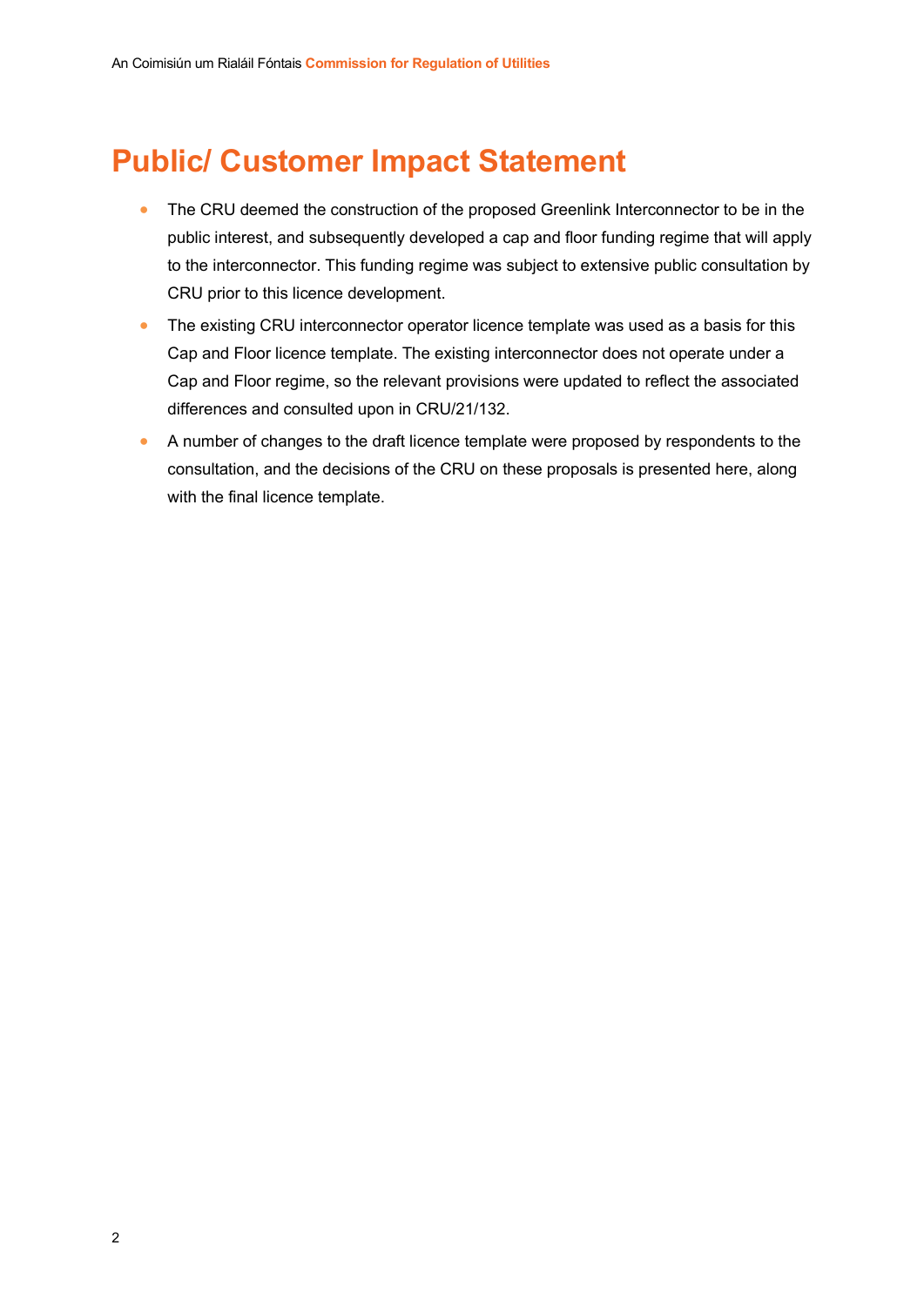# Public/ Customer Impact Statement

- The CRU deemed the construction of the proposed Greenlink Interconnector to be in the public interest, and subsequently developed a cap and floor funding regime that will apply to the interconnector. This funding regime was subject to extensive public consultation by CRU prior to this licence development.
- The existing CRU interconnector operator licence template was used as a basis for this Cap and Floor licence template. The existing interconnector does not operate under a Cap and Floor regime, so the relevant provisions were updated to reflect the associated differences and consulted upon in CRU/21/132.
- A number of changes to the draft licence template were proposed by respondents to the consultation, and the decisions of the CRU on these proposals is presented here, along with the final licence template.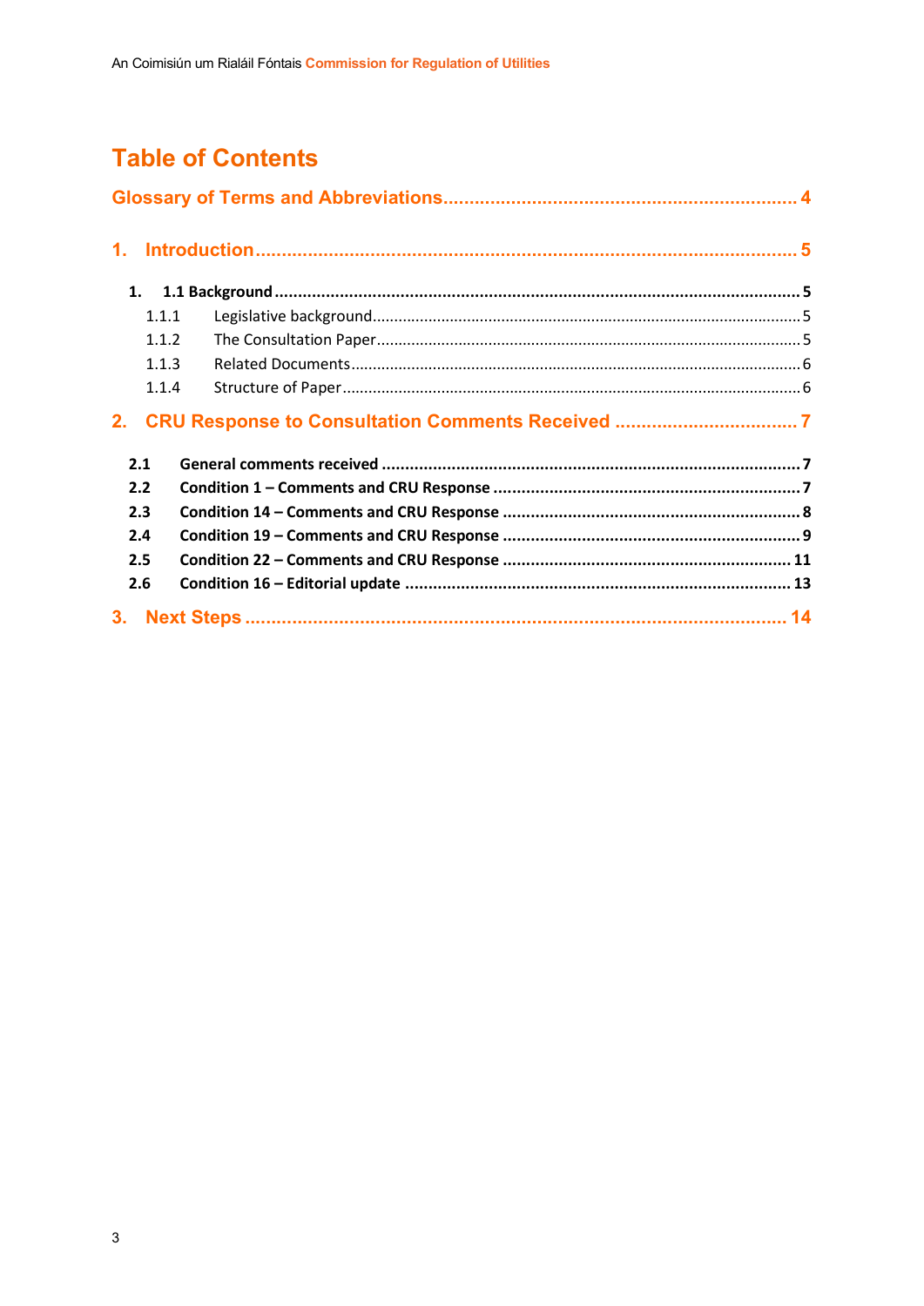# Table of Contents

Glossary of Terms and Abbreviations .................................................................. 4

1. Introduction ..................................................................................................... 5

1. 1.1 Background ............................................................................................... 5

1.1.1 Legislative background ................................................................................. 5

1.1.2 The Consultation Paper ................................................................................. 5

1.1.3 Related Documents ........................................................................................ 6

1.1.4 Structure of Paper .......................................................................................... 6

2. CRU Response to Consultation Comments Received .................................. 7

2.1 General comments received .......................................................................... 7

2.2 Condition 1 – Comments and CRU Response ................................................. 7

2.3 Condition 14 – Comments and CRU Response ............................................... 8

2.4 Condition 19 – Comments and CRU Response ............................................... 9

2.5 Condition 22 – Comments and CRU Response ............................................. 11

2.6 Condition 16 – Editorial update .................................................................... 13

3. Next Steps ....................................................................................................... 14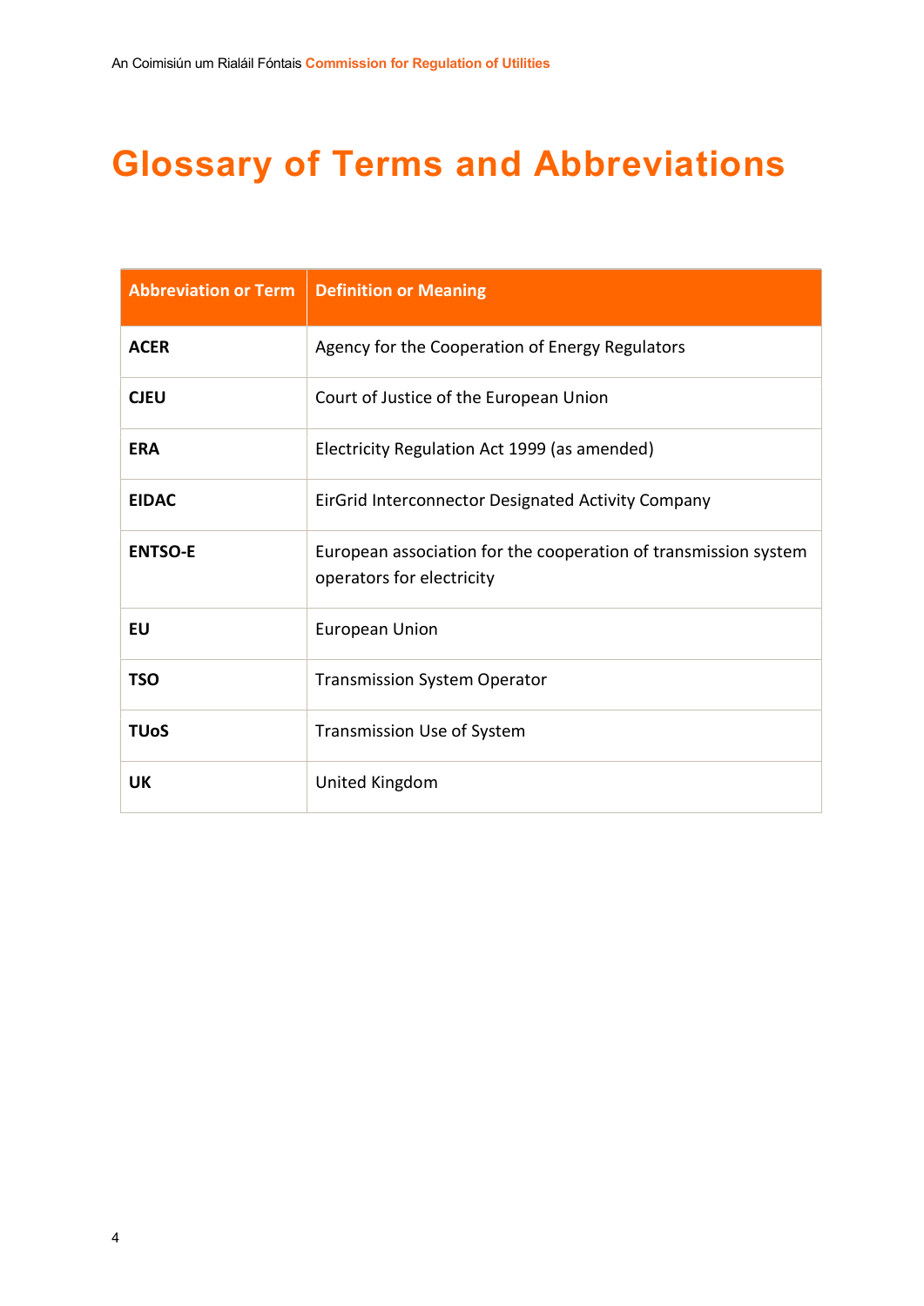# Glossary of Terms and Abbreviations

| Abbreviation or Term | Definition or Meaning |
|---|---|
| **ACER** | Agency for the Cooperation of Energy Regulators |
| **CJEU** | Court of Justice of the European Union |
| **ERA** | Electricity Regulation Act 1999 (as amended) |
| **EIDAC** | EirGrid Interconnector Designated Activity Company |
| **ENTSO-E** | European association for the cooperation of transmission system operators for electricity |
| **EU** | European Union |
| **TSO** | Transmission System Operator |
| **TUoS** | Transmission Use of System |
| **UK** | United Kingdom |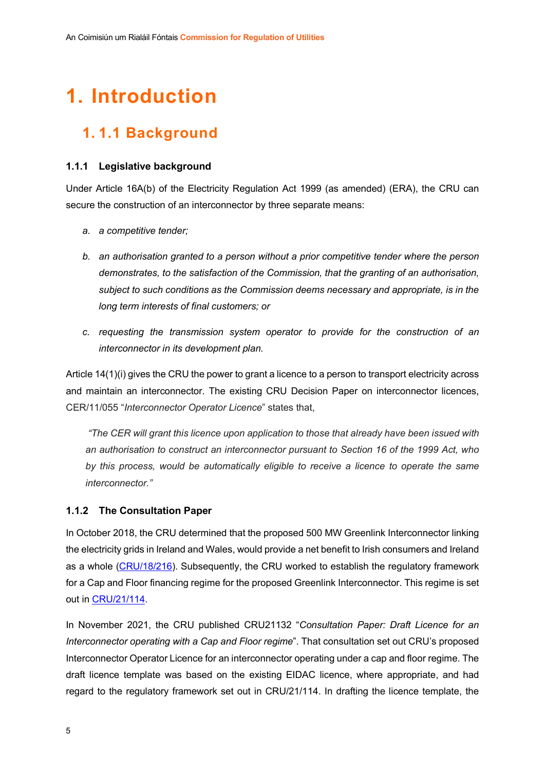# 1. Introduction

## 1. 1.1 Background

### 1.1.1 Legislative background

Under Article 16A(b) of the Electricity Regulation Act 1999 (as amended) (ERA), the CRU can secure the construction of an interconnector by three separate means:

*a. a competitive tender;*

*b. an authorisation granted to a person without a prior competitive tender where the person demonstrates, to the satisfaction of the Commission, that the granting of an authorisation, subject to such conditions as the Commission deems necessary and appropriate, is in the long term interests of final customers; or*

*c. requesting the transmission system operator to provide for the construction of an interconnector in its development plan.*

Article 14(1)(i) gives the CRU the power to grant a licence to a person to transport electricity across and maintain an interconnector. The existing CRU Decision Paper on interconnector licences, CER/11/055 "*Interconnector Operator Licence*" states that,

> *"The CER will grant this licence upon application to those that already have been issued with an authorisation to construct an interconnector pursuant to Section 16 of the 1999 Act, who by this process, would be automatically eligible to receive a licence to operate the same interconnector."*

### 1.1.2 The Consultation Paper

In October 2018, the CRU determined that the proposed 500 MW Greenlink Interconnector linking the electricity grids in Ireland and Wales, would provide a net benefit to Irish consumers and Ireland as a whole (CRU/18/216). Subsequently, the CRU worked to establish the regulatory framework for a Cap and Floor financing regime for the proposed Greenlink Interconnector. This regime is set out in CRU/21/114.

In November 2021, the CRU published CRU21132 "*Consultation Paper: Draft Licence for an Interconnector operating with a Cap and Floor regime*". That consultation set out CRU's proposed Interconnector Operator Licence for an interconnector operating under a cap and floor regime. The draft licence template was based on the existing EIDAC licence, where appropriate, and had regard to the regulatory framework set out in CRU/21/114. In drafting the licence template, the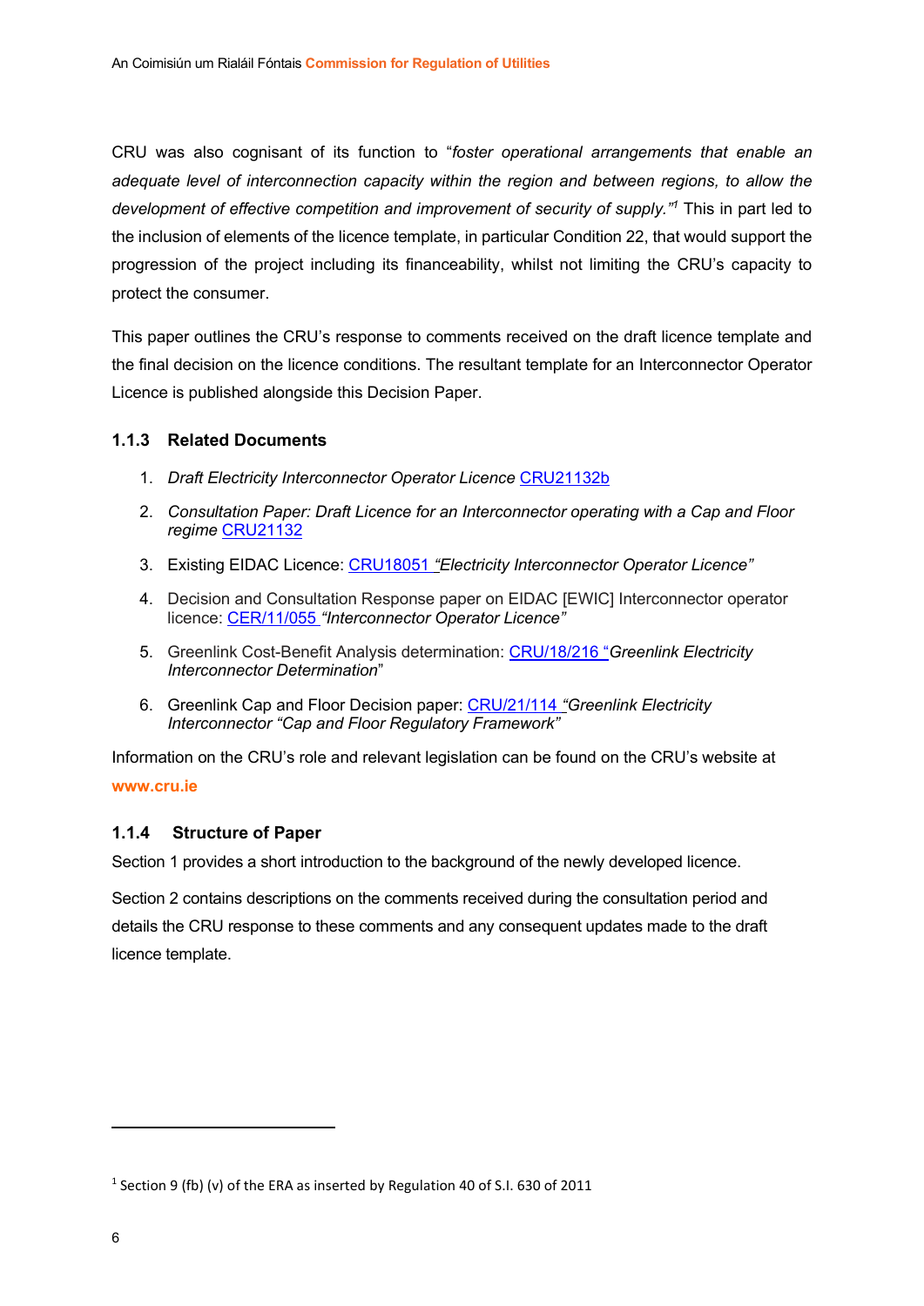CRU was also cognisant of its function to "*foster operational arrangements that enable an adequate level of interconnection capacity within the region and between regions, to allow the development of effective competition and improvement of security of supply.*"[1] This in part led to the inclusion of elements of the licence template, in particular Condition 22, that would support the progression of the project including its financeability, whilst not limiting the CRU's capacity to protect the consumer.

This paper outlines the CRU's response to comments received on the draft licence template and the final decision on the licence conditions. The resultant template for an Interconnector Operator Licence is published alongside this Decision Paper.

### 1.1.3 Related Documents

1. *Draft Electricity Interconnector Operator Licence* CRU21132b
2. *Consultation Paper: Draft Licence for an Interconnector operating with a Cap and Floor regime* CRU21132
3. Existing EIDAC Licence: CRU18051 *"Electricity Interconnector Operator Licence"*
4. Decision and Consultation Response paper on EIDAC [EWIC] Interconnector operator licence: CER/11/055 *"Interconnector Operator Licence"*
5. Greenlink Cost-Benefit Analysis determination: CRU/18/216 *"Greenlink Electricity Interconnector Determination*"
6. Greenlink Cap and Floor Decision paper: CRU/21/114 *"Greenlink Electricity Interconnector "Cap and Floor Regulatory Framework"*

Information on the CRU's role and relevant legislation can be found on the CRU's website at **www.cru.ie**

### 1.1.4 Structure of Paper

Section 1 provides a short introduction to the background of the newly developed licence.

Section 2 contains descriptions on the comments received during the consultation period and details the CRU response to these comments and any consequent updates made to the draft licence template.

[1] Section 9 (fb) (v) of the ERA as inserted by Regulation 40 of S.I. 630 of 2011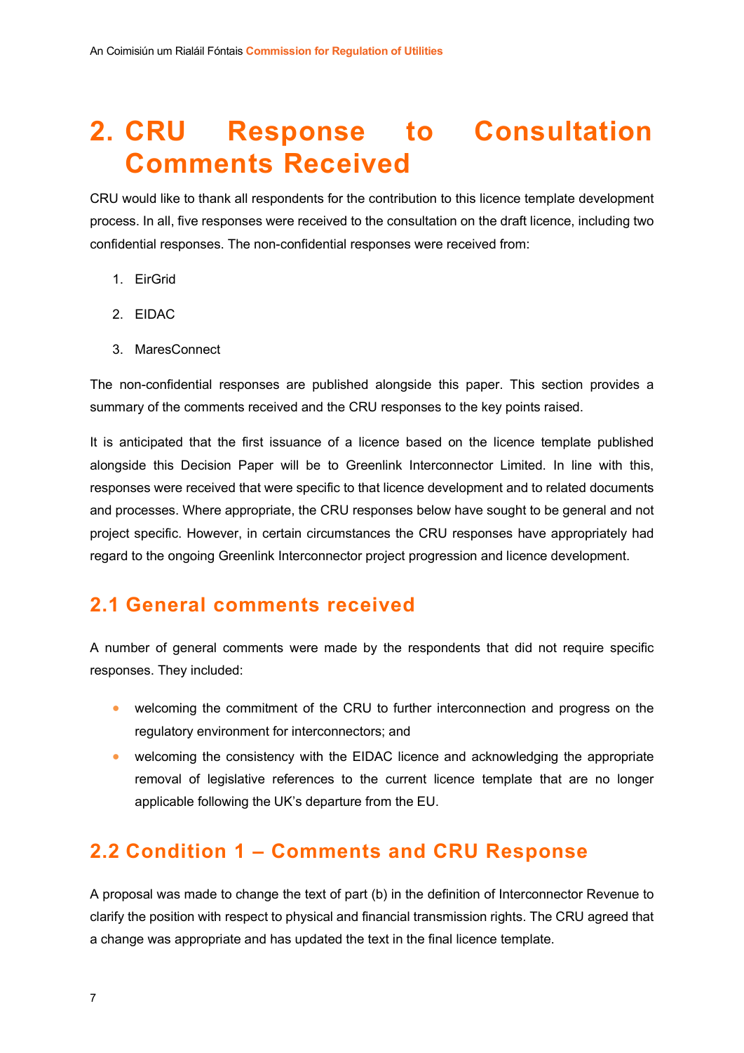# 2. CRU Response to Consultation Comments Received

CRU would like to thank all respondents for the contribution to this licence template development process. In all, five responses were received to the consultation on the draft licence, including two confidential responses. The non-confidential responses were received from:

1. EirGrid
2. EIDAC
3. MaresConnect

The non-confidential responses are published alongside this paper. This section provides a summary of the comments received and the CRU responses to the key points raised.

It is anticipated that the first issuance of a licence based on the licence template published alongside this Decision Paper will be to Greenlink Interconnector Limited. In line with this, responses were received that were specific to that licence development and to related documents and processes. Where appropriate, the CRU responses below have sought to be general and not project specific. However, in certain circumstances the CRU responses have appropriately had regard to the ongoing Greenlink Interconnector project progression and licence development.

## 2.1 General comments received

A number of general comments were made by the respondents that did not require specific responses. They included:

- welcoming the commitment of the CRU to further interconnection and progress on the regulatory environment for interconnectors; and
- welcoming the consistency with the EIDAC licence and acknowledging the appropriate removal of legislative references to the current licence template that are no longer applicable following the UK's departure from the EU.

## 2.2 Condition 1 – Comments and CRU Response

A proposal was made to change the text of part (b) in the definition of Interconnector Revenue to clarify the position with respect to physical and financial transmission rights. The CRU agreed that a change was appropriate and has updated the text in the final licence template.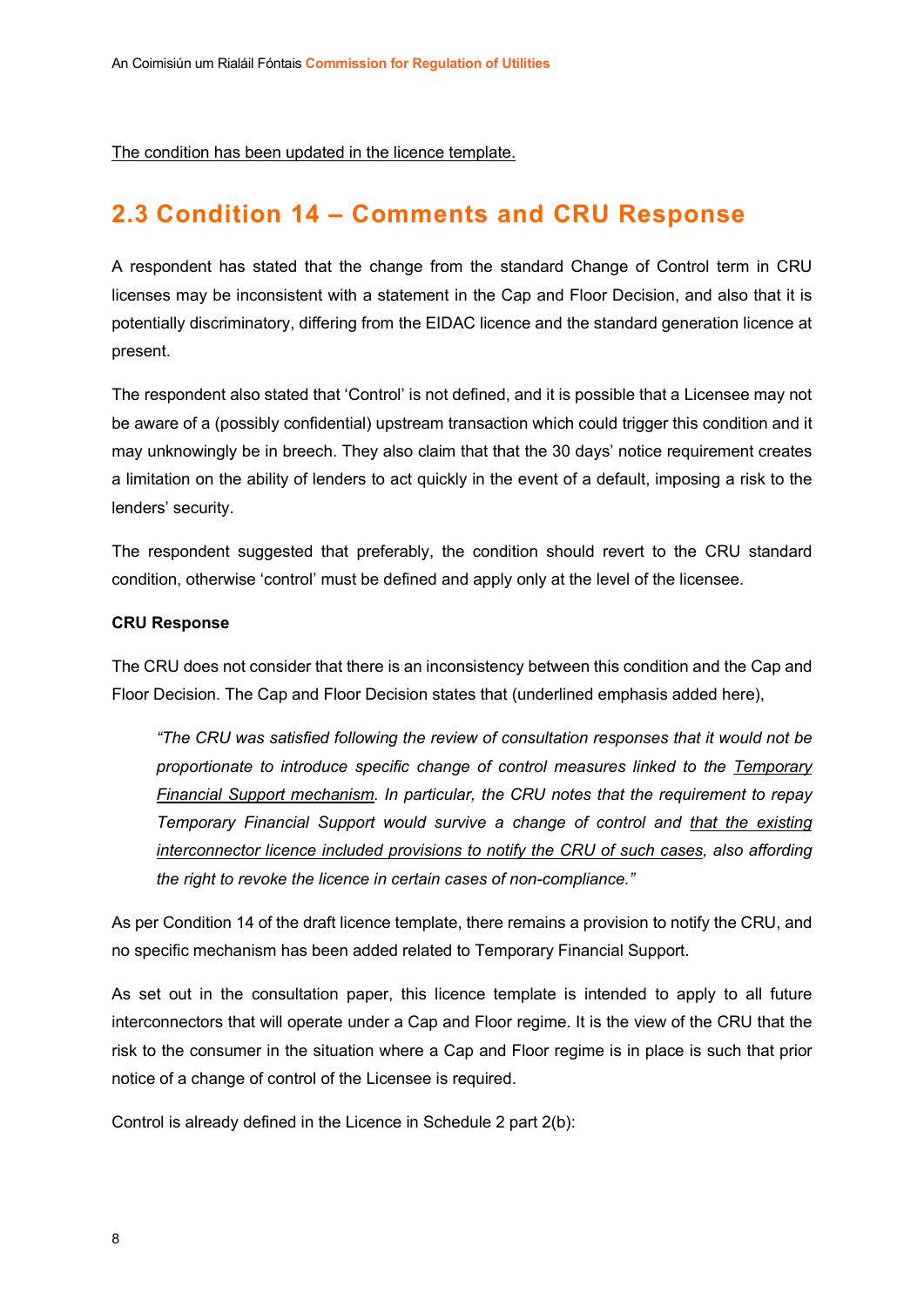<u>The condition has been updated in the licence template.</u>

## 2.3 Condition 14 – Comments and CRU Response

A respondent has stated that the change from the standard Change of Control term in CRU licenses may be inconsistent with a statement in the Cap and Floor Decision, and also that it is potentially discriminatory, differing from the EIDAC licence and the standard generation licence at present.

The respondent also stated that 'Control' is not defined, and it is possible that a Licensee may not be aware of a (possibly confidential) upstream transaction which could trigger this condition and it may unknowingly be in breech. They also claim that that the 30 days' notice requirement creates a limitation on the ability of lenders to act quickly in the event of a default, imposing a risk to the lenders' security.

The respondent suggested that preferably, the condition should revert to the CRU standard condition, otherwise 'control' must be defined and apply only at the level of the licensee.

**CRU Response**

The CRU does not consider that there is an inconsistency between this condition and the Cap and Floor Decision. The Cap and Floor Decision states that (underlined emphasis added here),

> *"The CRU was satisfied following the review of consultation responses that it would not be proportionate to introduce specific change of control measures linked to the <u>Temporary Financial Support mechanism</u>. In particular, the CRU notes that the requirement to repay Temporary Financial Support would survive a change of control and <u>that the existing interconnector licence included provisions to notify the CRU of such cases</u>, also affording the right to revoke the licence in certain cases of non-compliance."*

As per Condition 14 of the draft licence template, there remains a provision to notify the CRU, and no specific mechanism has been added related to Temporary Financial Support.

As set out in the consultation paper, this licence template is intended to apply to all future interconnectors that will operate under a Cap and Floor regime. It is the view of the CRU that the risk to the consumer in the situation where a Cap and Floor regime is in place is such that prior notice of a change of control of the Licensee is required.

Control is already defined in the Licence in Schedule 2 part 2(b):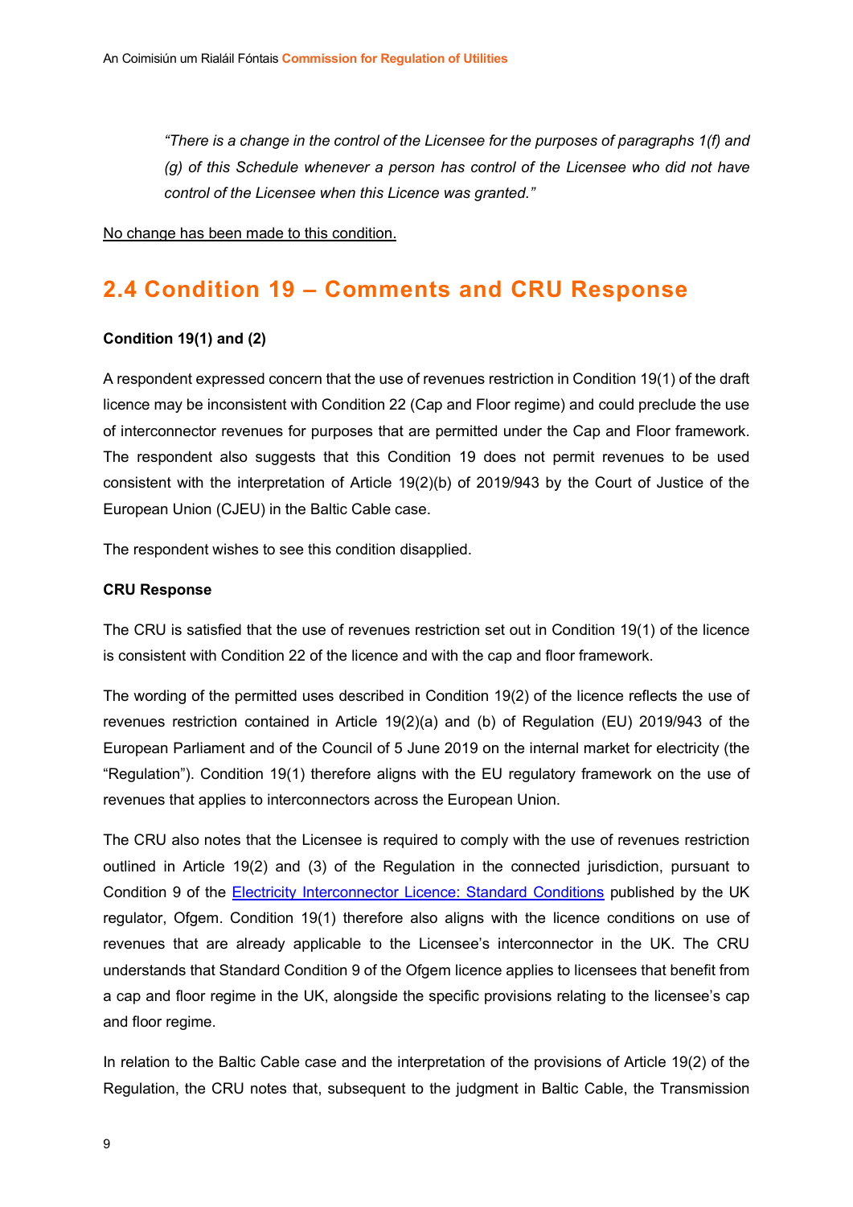*"There is a change in the control of the Licensee for the purposes of paragraphs 1(f) and (g) of this Schedule whenever a person has control of the Licensee who did not have control of the Licensee when this Licence was granted."*

No change has been made to this condition.

## 2.4 Condition 19 – Comments and CRU Response

**Condition 19(1) and (2)**

A respondent expressed concern that the use of revenues restriction in Condition 19(1) of the draft licence may be inconsistent with Condition 22 (Cap and Floor regime) and could preclude the use of interconnector revenues for purposes that are permitted under the Cap and Floor framework. The respondent also suggests that this Condition 19 does not permit revenues to be used consistent with the interpretation of Article 19(2)(b) of 2019/943 by the Court of Justice of the European Union (CJEU) in the Baltic Cable case.

The respondent wishes to see this condition disapplied.

**CRU Response**

The CRU is satisfied that the use of revenues restriction set out in Condition 19(1) of the licence is consistent with Condition 22 of the licence and with the cap and floor framework.

The wording of the permitted uses described in Condition 19(2) of the licence reflects the use of revenues restriction contained in Article 19(2)(a) and (b) of Regulation (EU) 2019/943 of the European Parliament and of the Council of 5 June 2019 on the internal market for electricity (the "Regulation"). Condition 19(1) therefore aligns with the EU regulatory framework on the use of revenues that applies to interconnectors across the European Union.

The CRU also notes that the Licensee is required to comply with the use of revenues restriction outlined in Article 19(2) and (3) of the Regulation in the connected jurisdiction, pursuant to Condition 9 of the Electricity Interconnector Licence: Standard Conditions published by the UK regulator, Ofgem. Condition 19(1) therefore also aligns with the licence conditions on use of revenues that are already applicable to the Licensee's interconnector in the UK. The CRU understands that Standard Condition 9 of the Ofgem licence applies to licensees that benefit from a cap and floor regime in the UK, alongside the specific provisions relating to the licensee's cap and floor regime.

In relation to the Baltic Cable case and the interpretation of the provisions of Article 19(2) of the Regulation, the CRU notes that, subsequent to the judgment in Baltic Cable, the Transmission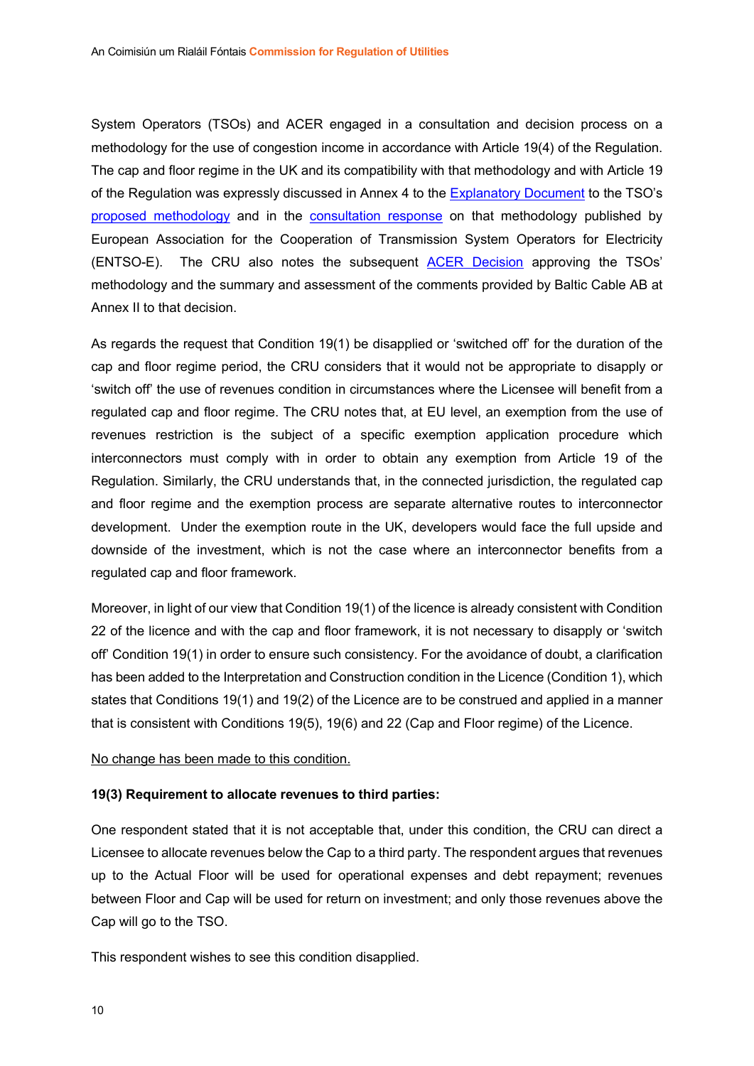System Operators (TSOs) and ACER engaged in a consultation and decision process on a methodology for the use of congestion income in accordance with Article 19(4) of the Regulation. The cap and floor regime in the UK and its compatibility with that methodology and with Article 19 of the Regulation was expressly discussed in Annex 4 to the Explanatory Document to the TSO's proposed methodology and in the consultation response on that methodology published by European Association for the Cooperation of Transmission System Operators for Electricity (ENTSO-E). The CRU also notes the subsequent ACER Decision approving the TSOs' methodology and the summary and assessment of the comments provided by Baltic Cable AB at Annex II to that decision.

As regards the request that Condition 19(1) be disapplied or 'switched off' for the duration of the cap and floor regime period, the CRU considers that it would not be appropriate to disapply or 'switch off' the use of revenues condition in circumstances where the Licensee will benefit from a regulated cap and floor regime. The CRU notes that, at EU level, an exemption from the use of revenues restriction is the subject of a specific exemption application procedure which interconnectors must comply with in order to obtain any exemption from Article 19 of the Regulation. Similarly, the CRU understands that, in the connected jurisdiction, the regulated cap and floor regime and the exemption process are separate alternative routes to interconnector development. Under the exemption route in the UK, developers would face the full upside and downside of the investment, which is not the case where an interconnector benefits from a regulated cap and floor framework.

Moreover, in light of our view that Condition 19(1) of the licence is already consistent with Condition 22 of the licence and with the cap and floor framework, it is not necessary to disapply or 'switch off' Condition 19(1) in order to ensure such consistency. For the avoidance of doubt, a clarification has been added to the Interpretation and Construction condition in the Licence (Condition 1), which states that Conditions 19(1) and 19(2) of the Licence are to be construed and applied in a manner that is consistent with Conditions 19(5), 19(6) and 22 (Cap and Floor regime) of the Licence.

No change has been made to this condition.

**19(3) Requirement to allocate revenues to third parties:**

One respondent stated that it is not acceptable that, under this condition, the CRU can direct a Licensee to allocate revenues below the Cap to a third party. The respondent argues that revenues up to the Actual Floor will be used for operational expenses and debt repayment; revenues between Floor and Cap will be used for return on investment; and only those revenues above the Cap will go to the TSO.

This respondent wishes to see this condition disapplied.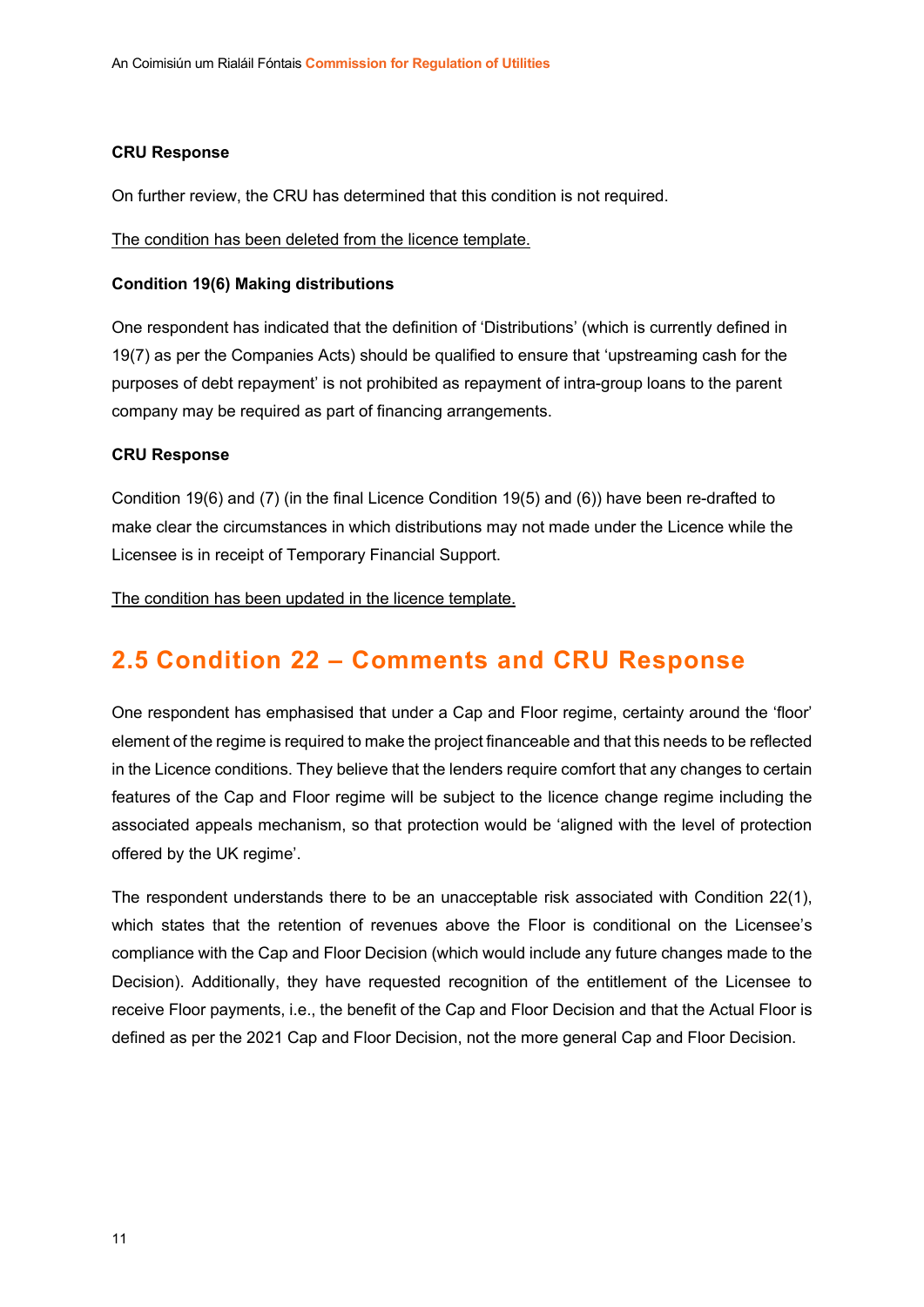**CRU Response**

On further review, the CRU has determined that this condition is not required.

<u>The condition has been deleted from the licence template.</u>

**Condition 19(6) Making distributions**

One respondent has indicated that the definition of 'Distributions' (which is currently defined in 19(7) as per the Companies Acts) should be qualified to ensure that 'upstreaming cash for the purposes of debt repayment' is not prohibited as repayment of intra-group loans to the parent company may be required as part of financing arrangements.

**CRU Response**

Condition 19(6) and (7) (in the final Licence Condition 19(5) and (6)) have been re-drafted to make clear the circumstances in which distributions may not made under the Licence while the Licensee is in receipt of Temporary Financial Support.

<u>The condition has been updated in the licence template.</u>

## 2.5 Condition 22 – Comments and CRU Response

One respondent has emphasised that under a Cap and Floor regime, certainty around the 'floor' element of the regime is required to make the project financeable and that this needs to be reflected in the Licence conditions. They believe that the lenders require comfort that any changes to certain features of the Cap and Floor regime will be subject to the licence change regime including the associated appeals mechanism, so that protection would be 'aligned with the level of protection offered by the UK regime'.

The respondent understands there to be an unacceptable risk associated with Condition 22(1), which states that the retention of revenues above the Floor is conditional on the Licensee's compliance with the Cap and Floor Decision (which would include any future changes made to the Decision). Additionally, they have requested recognition of the entitlement of the Licensee to receive Floor payments, i.e., the benefit of the Cap and Floor Decision and that the Actual Floor is defined as per the 2021 Cap and Floor Decision, not the more general Cap and Floor Decision.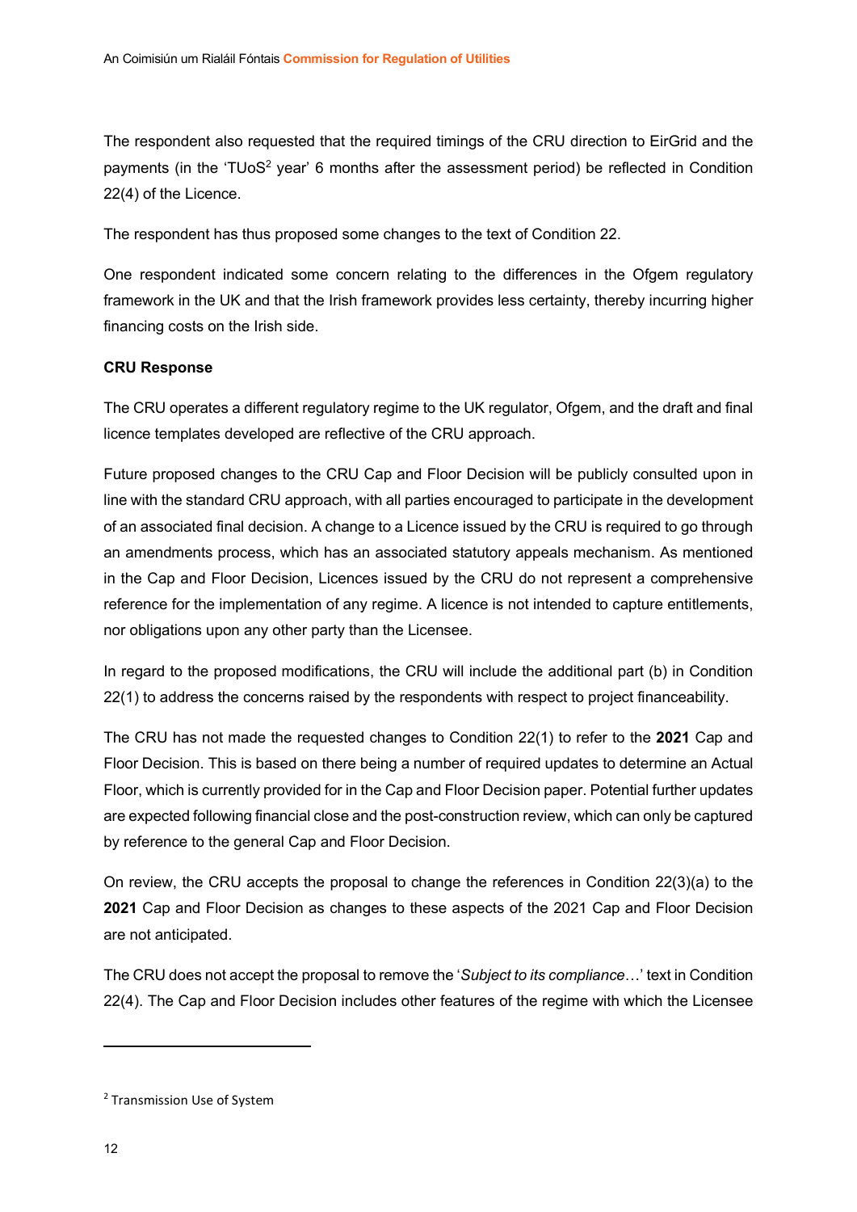The respondent also requested that the required timings of the CRU direction to EirGrid and the payments (in the 'TUoS[2] year' 6 months after the assessment period) be reflected in Condition 22(4) of the Licence.

The respondent has thus proposed some changes to the text of Condition 22.

One respondent indicated some concern relating to the differences in the Ofgem regulatory framework in the UK and that the Irish framework provides less certainty, thereby incurring higher financing costs on the Irish side.

**CRU Response**

The CRU operates a different regulatory regime to the UK regulator, Ofgem, and the draft and final licence templates developed are reflective of the CRU approach.

Future proposed changes to the CRU Cap and Floor Decision will be publicly consulted upon in line with the standard CRU approach, with all parties encouraged to participate in the development of an associated final decision. A change to a Licence issued by the CRU is required to go through an amendments process, which has an associated statutory appeals mechanism. As mentioned in the Cap and Floor Decision, Licences issued by the CRU do not represent a comprehensive reference for the implementation of any regime. A licence is not intended to capture entitlements, nor obligations upon any other party than the Licensee.

In regard to the proposed modifications, the CRU will include the additional part (b) in Condition 22(1) to address the concerns raised by the respondents with respect to project financeability.

The CRU has not made the requested changes to Condition 22(1) to refer to the **2021** Cap and Floor Decision. This is based on there being a number of required updates to determine an Actual Floor, which is currently provided for in the Cap and Floor Decision paper. Potential further updates are expected following financial close and the post-construction review, which can only be captured by reference to the general Cap and Floor Decision.

On review, the CRU accepts the proposal to change the references in Condition 22(3)(a) to the **2021** Cap and Floor Decision as changes to these aspects of the 2021 Cap and Floor Decision are not anticipated.

The CRU does not accept the proposal to remove the '*Subject to its compliance*…' text in Condition 22(4). The Cap and Floor Decision includes other features of the regime with which the Licensee

[2] Transmission Use of System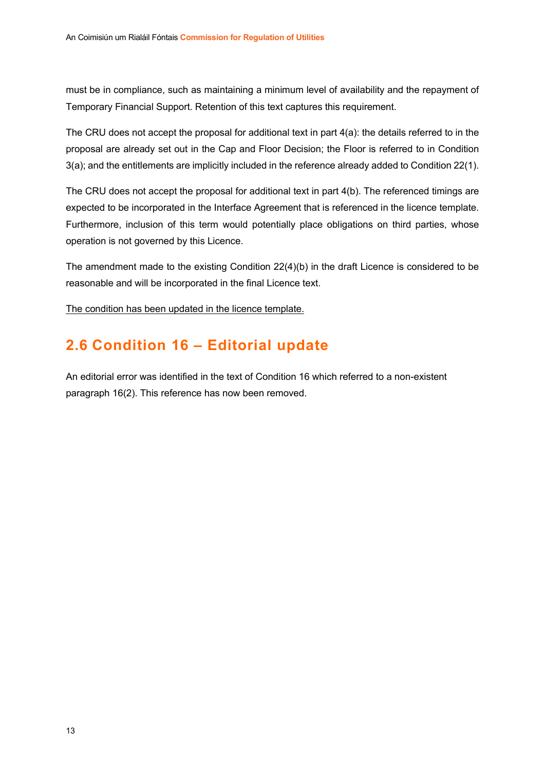must be in compliance, such as maintaining a minimum level of availability and the repayment of Temporary Financial Support. Retention of this text captures this requirement.

The CRU does not accept the proposal for additional text in part 4(a): the details referred to in the proposal are already set out in the Cap and Floor Decision; the Floor is referred to in Condition 3(a); and the entitlements are implicitly included in the reference already added to Condition 22(1).

The CRU does not accept the proposal for additional text in part 4(b). The referenced timings are expected to be incorporated in the Interface Agreement that is referenced in the licence template. Furthermore, inclusion of this term would potentially place obligations on third parties, whose operation is not governed by this Licence.

The amendment made to the existing Condition 22(4)(b) in the draft Licence is considered to be reasonable and will be incorporated in the final Licence text.

<u>The condition has been updated in the licence template.</u>

## 2.6 Condition 16 – Editorial update

An editorial error was identified in the text of Condition 16 which referred to a non-existent paragraph 16(2). This reference has now been removed.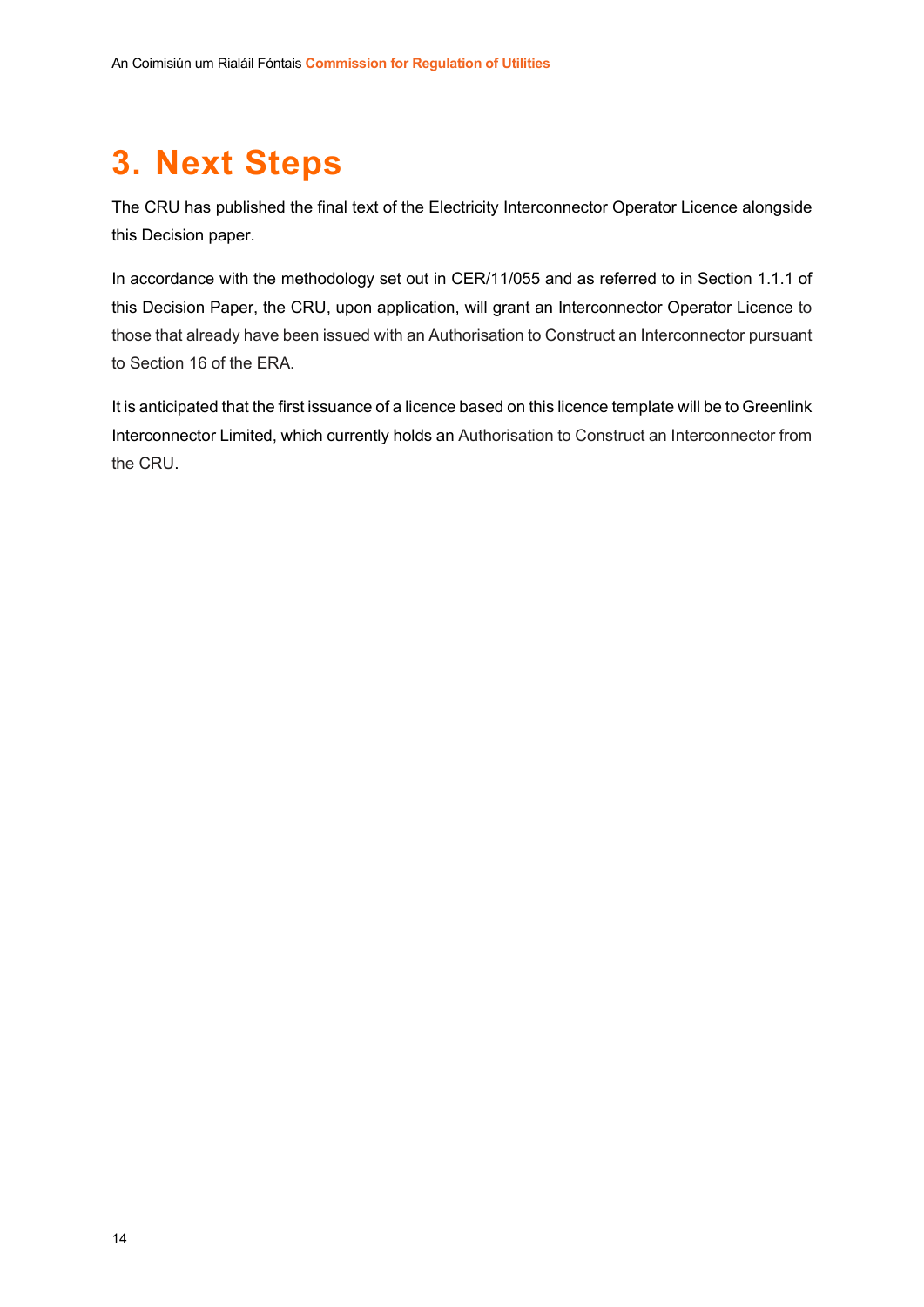# 3. Next Steps

The CRU has published the final text of the Electricity Interconnector Operator Licence alongside this Decision paper.

In accordance with the methodology set out in CER/11/055 and as referred to in Section 1.1.1 of this Decision Paper, the CRU, upon application, will grant an Interconnector Operator Licence to those that already have been issued with an Authorisation to Construct an Interconnector pursuant to Section 16 of the ERA.

It is anticipated that the first issuance of a licence based on this licence template will be to Greenlink Interconnector Limited, which currently holds an Authorisation to Construct an Interconnector from the CRU.